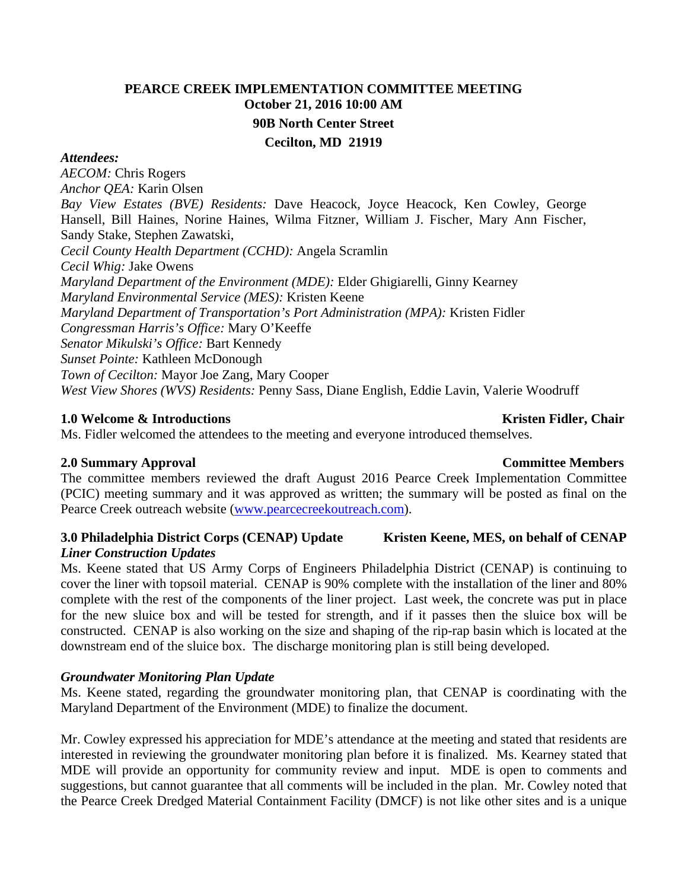# PEARCE CREEK IMPLEMENTATION COMMITTEE MEETING

**October 21, 2016 10:00 AM**

**90B North Center Street**

**Cecilton, MD 21919**

***Attendees:***

*AECOM:* Chris Rogers
*Anchor QEA:* Karin Olsen
*Bay View Estates (BVE) Residents:* Dave Heacock, Joyce Heacock, Ken Cowley, George Hansell, Bill Haines, Norine Haines, Wilma Fitzner, William J. Fischer, Mary Ann Fischer, Sandy Stake, Stephen Zawatski,
*Cecil County Health Department (CCHD):* Angela Scramlin
*Cecil Whig:* Jake Owens
*Maryland Department of the Environment (MDE):* Elder Ghigiarelli, Ginny Kearney
*Maryland Environmental Service (MES):* Kristen Keene
*Maryland Department of Transportation's Port Administration (MPA):* Kristen Fidler
*Congressman Harris's Office:* Mary O'Keeffe
*Senator Mikulski's Office:* Bart Kennedy
*Sunset Pointe:* Kathleen McDonough
*Town of Cecilton:* Mayor Joe Zang, Mary Cooper
*West View Shores (WVS) Residents:* Penny Sass, Diane English, Eddie Lavin, Valerie Woodruff

## 1.0 Welcome & Introductions — Kristen Fidler, Chair

Ms. Fidler welcomed the attendees to the meeting and everyone introduced themselves.

## 2.0 Summary Approval — Committee Members

The committee members reviewed the draft August 2016 Pearce Creek Implementation Committee (PCIC) meeting summary and it was approved as written; the summary will be posted as final on the Pearce Creek outreach website ([www.pearcecreekoutreach.com](http://www.pearcecreekoutreach.com)).

## 3.0 Philadelphia District Corps (CENAP) Update — Kristen Keene, MES, on behalf of CENAP

***Liner Construction Updates***

Ms. Keene stated that US Army Corps of Engineers Philadelphia District (CENAP) is continuing to cover the liner with topsoil material. CENAP is 90% complete with the installation of the liner and 80% complete with the rest of the components of the liner project. Last week, the concrete was put in place for the new sluice box and will be tested for strength, and if it passes then the sluice box will be constructed. CENAP is also working on the size and shaping of the rip-rap basin which is located at the downstream end of the sluice box. The discharge monitoring plan is still being developed.

***Groundwater Monitoring Plan Update***

Ms. Keene stated, regarding the groundwater monitoring plan, that CENAP is coordinating with the Maryland Department of the Environment (MDE) to finalize the document.

Mr. Cowley expressed his appreciation for MDE's attendance at the meeting and stated that residents are interested in reviewing the groundwater monitoring plan before it is finalized. Ms. Kearney stated that MDE will provide an opportunity for community review and input. MDE is open to comments and suggestions, but cannot guarantee that all comments will be included in the plan. Mr. Cowley noted that the Pearce Creek Dredged Material Containment Facility (DMCF) is not like other sites and is a unique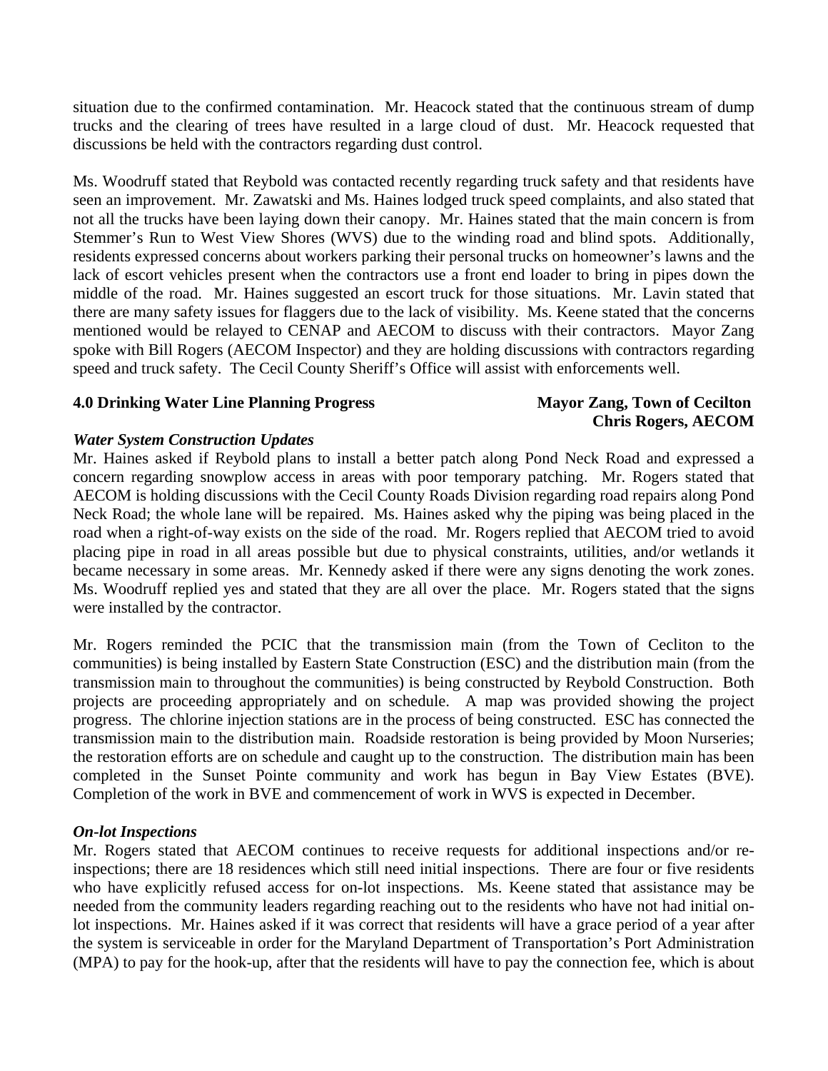situation due to the confirmed contamination. Mr. Heacock stated that the continuous stream of dump trucks and the clearing of trees have resulted in a large cloud of dust. Mr. Heacock requested that discussions be held with the contractors regarding dust control.

Ms. Woodruff stated that Reybold was contacted recently regarding truck safety and that residents have seen an improvement. Mr. Zawatski and Ms. Haines lodged truck speed complaints, and also stated that not all the trucks have been laying down their canopy. Mr. Haines stated that the main concern is from Stemmer's Run to West View Shores (WVS) due to the winding road and blind spots. Additionally, residents expressed concerns about workers parking their personal trucks on homeowner's lawns and the lack of escort vehicles present when the contractors use a front end loader to bring in pipes down the middle of the road. Mr. Haines suggested an escort truck for those situations. Mr. Lavin stated that there are many safety issues for flaggers due to the lack of visibility. Ms. Keene stated that the concerns mentioned would be relayed to CENAP and AECOM to discuss with their contractors. Mayor Zang spoke with Bill Rogers (AECOM Inspector) and they are holding discussions with contractors regarding speed and truck safety. The Cecil County Sheriff's Office will assist with enforcements well.

**4.0 Drinking Water Line Planning Progress** **Mayor Zang, Town of Cecilton**
**Chris Rogers, AECOM**

***Water System Construction Updates***

Mr. Haines asked if Reybold plans to install a better patch along Pond Neck Road and expressed a concern regarding snowplow access in areas with poor temporary patching. Mr. Rogers stated that AECOM is holding discussions with the Cecil County Roads Division regarding road repairs along Pond Neck Road; the whole lane will be repaired. Ms. Haines asked why the piping was being placed in the road when a right-of-way exists on the side of the road. Mr. Rogers replied that AECOM tried to avoid placing pipe in road in all areas possible but due to physical constraints, utilities, and/or wetlands it became necessary in some areas. Mr. Kennedy asked if there were any signs denoting the work zones. Ms. Woodruff replied yes and stated that they are all over the place. Mr. Rogers stated that the signs were installed by the contractor.

Mr. Rogers reminded the PCIC that the transmission main (from the Town of Cecliton to the communities) is being installed by Eastern State Construction (ESC) and the distribution main (from the transmission main to throughout the communities) is being constructed by Reybold Construction. Both projects are proceeding appropriately and on schedule. A map was provided showing the project progress. The chlorine injection stations are in the process of being constructed. ESC has connected the transmission main to the distribution main. Roadside restoration is being provided by Moon Nurseries; the restoration efforts are on schedule and caught up to the construction. The distribution main has been completed in the Sunset Pointe community and work has begun in Bay View Estates (BVE). Completion of the work in BVE and commencement of work in WVS is expected in December.

***On-lot Inspections***

Mr. Rogers stated that AECOM continues to receive requests for additional inspections and/or re-inspections; there are 18 residences which still need initial inspections. There are four or five residents who have explicitly refused access for on-lot inspections. Ms. Keene stated that assistance may be needed from the community leaders regarding reaching out to the residents who have not had initial on-lot inspections. Mr. Haines asked if it was correct that residents will have a grace period of a year after the system is serviceable in order for the Maryland Department of Transportation's Port Administration (MPA) to pay for the hook-up, after that the residents will have to pay the connection fee, which is about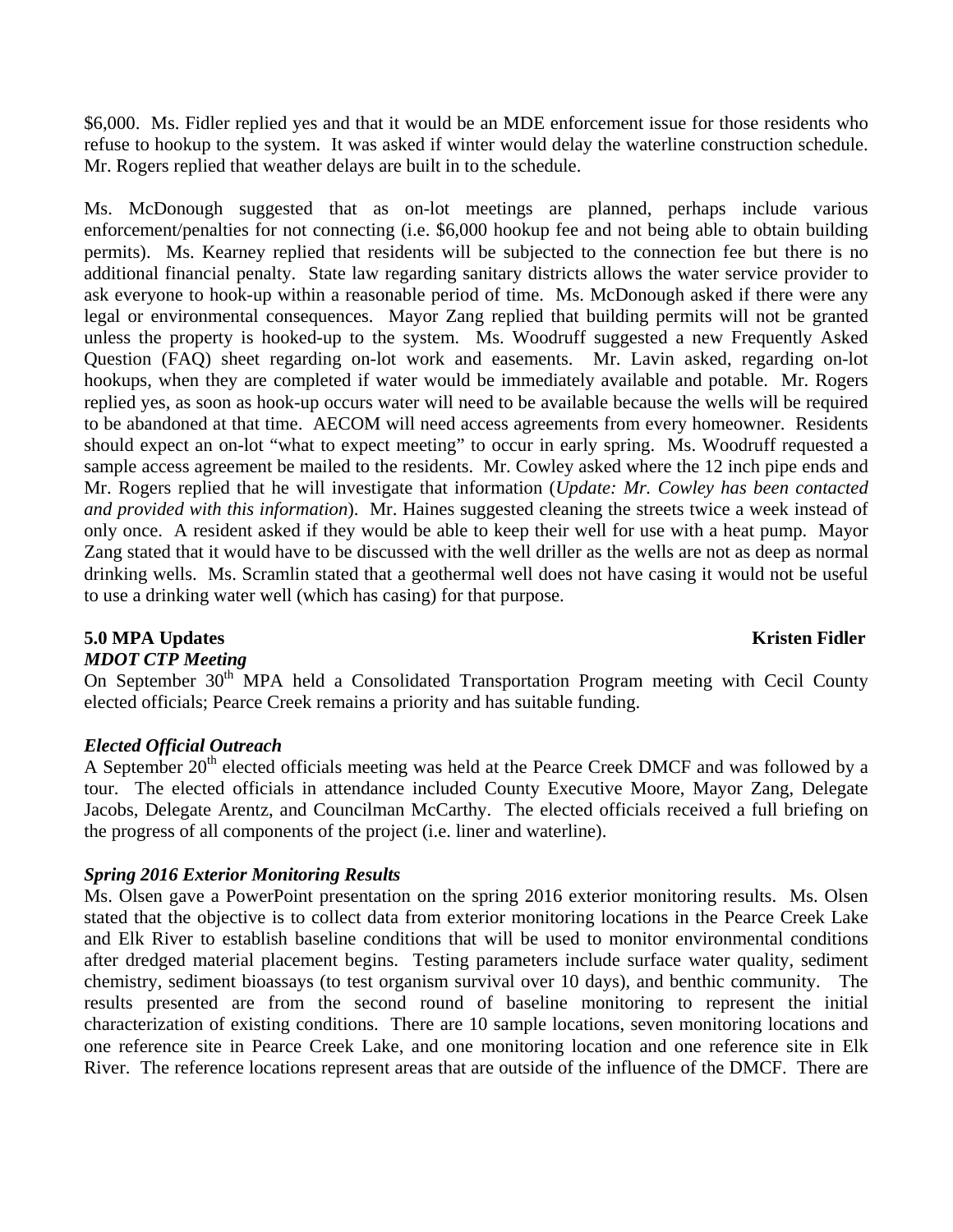$6,000. Ms. Fidler replied yes and that it would be an MDE enforcement issue for those residents who refuse to hookup to the system. It was asked if winter would delay the waterline construction schedule. Mr. Rogers replied that weather delays are built in to the schedule.

Ms. McDonough suggested that as on-lot meetings are planned, perhaps include various enforcement/penalties for not connecting (i.e. $6,000 hookup fee and not being able to obtain building permits). Ms. Kearney replied that residents will be subjected to the connection fee but there is no additional financial penalty. State law regarding sanitary districts allows the water service provider to ask everyone to hook-up within a reasonable period of time. Ms. McDonough asked if there were any legal or environmental consequences. Mayor Zang replied that building permits will not be granted unless the property is hooked-up to the system. Ms. Woodruff suggested a new Frequently Asked Question (FAQ) sheet regarding on-lot work and easements. Mr. Lavin asked, regarding on-lot hookups, when they are completed if water would be immediately available and potable. Mr. Rogers replied yes, as soon as hook-up occurs water will need to be available because the wells will be required to be abandoned at that time. AECOM will need access agreements from every homeowner. Residents should expect an on-lot "what to expect meeting" to occur in early spring. Ms. Woodruff requested a sample access agreement be mailed to the residents. Mr. Cowley asked where the 12 inch pipe ends and Mr. Rogers replied that he will investigate that information (*Update: Mr. Cowley has been contacted and provided with this information*). Mr. Haines suggested cleaning the streets twice a week instead of only once. A resident asked if they would be able to keep their well for use with a heat pump. Mayor Zang stated that it would have to be discussed with the well driller as the wells are not as deep as normal drinking wells. Ms. Scramlin stated that a geothermal well does not have casing it would not be useful to use a drinking water well (which has casing) for that purpose.

## 5.0 MPA Updates — Kristen Fidler

***MDOT CTP Meeting***

On September 30th MPA held a Consolidated Transportation Program meeting with Cecil County elected officials; Pearce Creek remains a priority and has suitable funding.

***Elected Official Outreach***

A September 20th elected officials meeting was held at the Pearce Creek DMCF and was followed by a tour. The elected officials in attendance included County Executive Moore, Mayor Zang, Delegate Jacobs, Delegate Arentz, and Councilman McCarthy. The elected officials received a full briefing on the progress of all components of the project (i.e. liner and waterline).

***Spring 2016 Exterior Monitoring Results***

Ms. Olsen gave a PowerPoint presentation on the spring 2016 exterior monitoring results. Ms. Olsen stated that the objective is to collect data from exterior monitoring locations in the Pearce Creek Lake and Elk River to establish baseline conditions that will be used to monitor environmental conditions after dredged material placement begins. Testing parameters include surface water quality, sediment chemistry, sediment bioassays (to test organism survival over 10 days), and benthic community. The results presented are from the second round of baseline monitoring to represent the initial characterization of existing conditions. There are 10 sample locations, seven monitoring locations and one reference site in Pearce Creek Lake, and one monitoring location and one reference site in Elk River. The reference locations represent areas that are outside of the influence of the DMCF. There are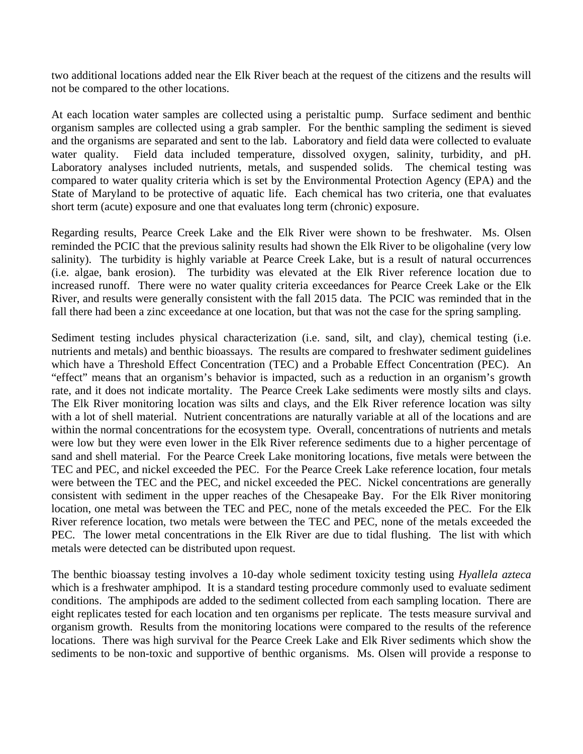two additional locations added near the Elk River beach at the request of the citizens and the results will not be compared to the other locations.

At each location water samples are collected using a peristaltic pump. Surface sediment and benthic organism samples are collected using a grab sampler. For the benthic sampling the sediment is sieved and the organisms are separated and sent to the lab. Laboratory and field data were collected to evaluate water quality. Field data included temperature, dissolved oxygen, salinity, turbidity, and pH. Laboratory analyses included nutrients, metals, and suspended solids. The chemical testing was compared to water quality criteria which is set by the Environmental Protection Agency (EPA) and the State of Maryland to be protective of aquatic life. Each chemical has two criteria, one that evaluates short term (acute) exposure and one that evaluates long term (chronic) exposure.

Regarding results, Pearce Creek Lake and the Elk River were shown to be freshwater. Ms. Olsen reminded the PCIC that the previous salinity results had shown the Elk River to be oligohaline (very low salinity). The turbidity is highly variable at Pearce Creek Lake, but is a result of natural occurrences (i.e. algae, bank erosion). The turbidity was elevated at the Elk River reference location due to increased runoff. There were no water quality criteria exceedances for Pearce Creek Lake or the Elk River, and results were generally consistent with the fall 2015 data. The PCIC was reminded that in the fall there had been a zinc exceedance at one location, but that was not the case for the spring sampling.

Sediment testing includes physical characterization (i.e. sand, silt, and clay), chemical testing (i.e. nutrients and metals) and benthic bioassays. The results are compared to freshwater sediment guidelines which have a Threshold Effect Concentration (TEC) and a Probable Effect Concentration (PEC). An "effect" means that an organism's behavior is impacted, such as a reduction in an organism's growth rate, and it does not indicate mortality. The Pearce Creek Lake sediments were mostly silts and clays. The Elk River monitoring location was silts and clays, and the Elk River reference location was silty with a lot of shell material. Nutrient concentrations are naturally variable at all of the locations and are within the normal concentrations for the ecosystem type. Overall, concentrations of nutrients and metals were low but they were even lower in the Elk River reference sediments due to a higher percentage of sand and shell material. For the Pearce Creek Lake monitoring locations, five metals were between the TEC and PEC, and nickel exceeded the PEC. For the Pearce Creek Lake reference location, four metals were between the TEC and the PEC, and nickel exceeded the PEC. Nickel concentrations are generally consistent with sediment in the upper reaches of the Chesapeake Bay. For the Elk River monitoring location, one metal was between the TEC and PEC, none of the metals exceeded the PEC. For the Elk River reference location, two metals were between the TEC and PEC, none of the metals exceeded the PEC. The lower metal concentrations in the Elk River are due to tidal flushing. The list with which metals were detected can be distributed upon request.

The benthic bioassay testing involves a 10-day whole sediment toxicity testing using *Hyallela azteca* which is a freshwater amphipod. It is a standard testing procedure commonly used to evaluate sediment conditions. The amphipods are added to the sediment collected from each sampling location. There are eight replicates tested for each location and ten organisms per replicate. The tests measure survival and organism growth. Results from the monitoring locations were compared to the results of the reference locations. There was high survival for the Pearce Creek Lake and Elk River sediments which show the sediments to be non-toxic and supportive of benthic organisms. Ms. Olsen will provide a response to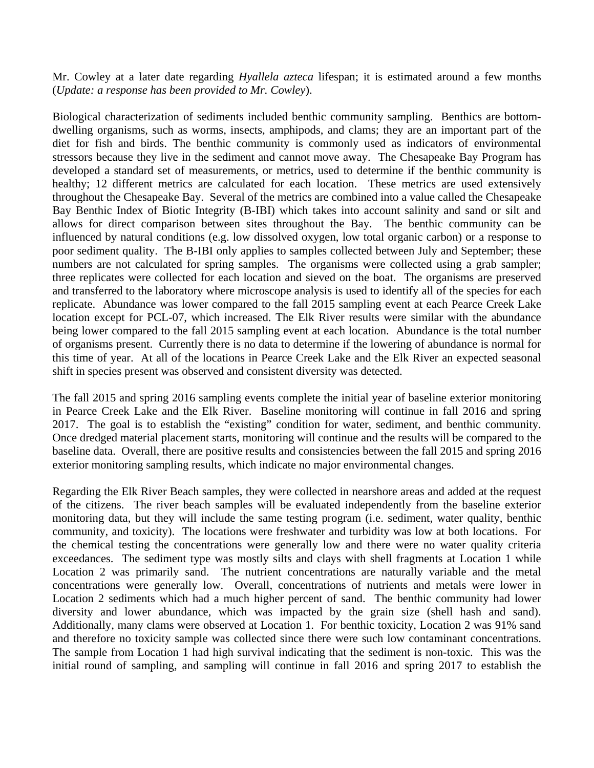Mr. Cowley at a later date regarding *Hyallela azteca* lifespan; it is estimated around a few months (*Update: a response has been provided to Mr. Cowley*).

Biological characterization of sediments included benthic community sampling. Benthics are bottom-dwelling organisms, such as worms, insects, amphipods, and clams; they are an important part of the diet for fish and birds. The benthic community is commonly used as indicators of environmental stressors because they live in the sediment and cannot move away. The Chesapeake Bay Program has developed a standard set of measurements, or metrics, used to determine if the benthic community is healthy; 12 different metrics are calculated for each location. These metrics are used extensively throughout the Chesapeake Bay. Several of the metrics are combined into a value called the Chesapeake Bay Benthic Index of Biotic Integrity (B-IBI) which takes into account salinity and sand or silt and allows for direct comparison between sites throughout the Bay. The benthic community can be influenced by natural conditions (e.g. low dissolved oxygen, low total organic carbon) or a response to poor sediment quality. The B-IBI only applies to samples collected between July and September; these numbers are not calculated for spring samples. The organisms were collected using a grab sampler; three replicates were collected for each location and sieved on the boat. The organisms are preserved and transferred to the laboratory where microscope analysis is used to identify all of the species for each replicate. Abundance was lower compared to the fall 2015 sampling event at each Pearce Creek Lake location except for PCL-07, which increased. The Elk River results were similar with the abundance being lower compared to the fall 2015 sampling event at each location. Abundance is the total number of organisms present. Currently there is no data to determine if the lowering of abundance is normal for this time of year. At all of the locations in Pearce Creek Lake and the Elk River an expected seasonal shift in species present was observed and consistent diversity was detected.

The fall 2015 and spring 2016 sampling events complete the initial year of baseline exterior monitoring in Pearce Creek Lake and the Elk River. Baseline monitoring will continue in fall 2016 and spring 2017. The goal is to establish the "existing" condition for water, sediment, and benthic community. Once dredged material placement starts, monitoring will continue and the results will be compared to the baseline data. Overall, there are positive results and consistencies between the fall 2015 and spring 2016 exterior monitoring sampling results, which indicate no major environmental changes.

Regarding the Elk River Beach samples, they were collected in nearshore areas and added at the request of the citizens. The river beach samples will be evaluated independently from the baseline exterior monitoring data, but they will include the same testing program (i.e. sediment, water quality, benthic community, and toxicity). The locations were freshwater and turbidity was low at both locations. For the chemical testing the concentrations were generally low and there were no water quality criteria exceedances. The sediment type was mostly silts and clays with shell fragments at Location 1 while Location 2 was primarily sand. The nutrient concentrations are naturally variable and the metal concentrations were generally low. Overall, concentrations of nutrients and metals were lower in Location 2 sediments which had a much higher percent of sand. The benthic community had lower diversity and lower abundance, which was impacted by the grain size (shell hash and sand). Additionally, many clams were observed at Location 1. For benthic toxicity, Location 2 was 91% sand and therefore no toxicity sample was collected since there were such low contaminant concentrations. The sample from Location 1 had high survival indicating that the sediment is non-toxic. This was the initial round of sampling, and sampling will continue in fall 2016 and spring 2017 to establish the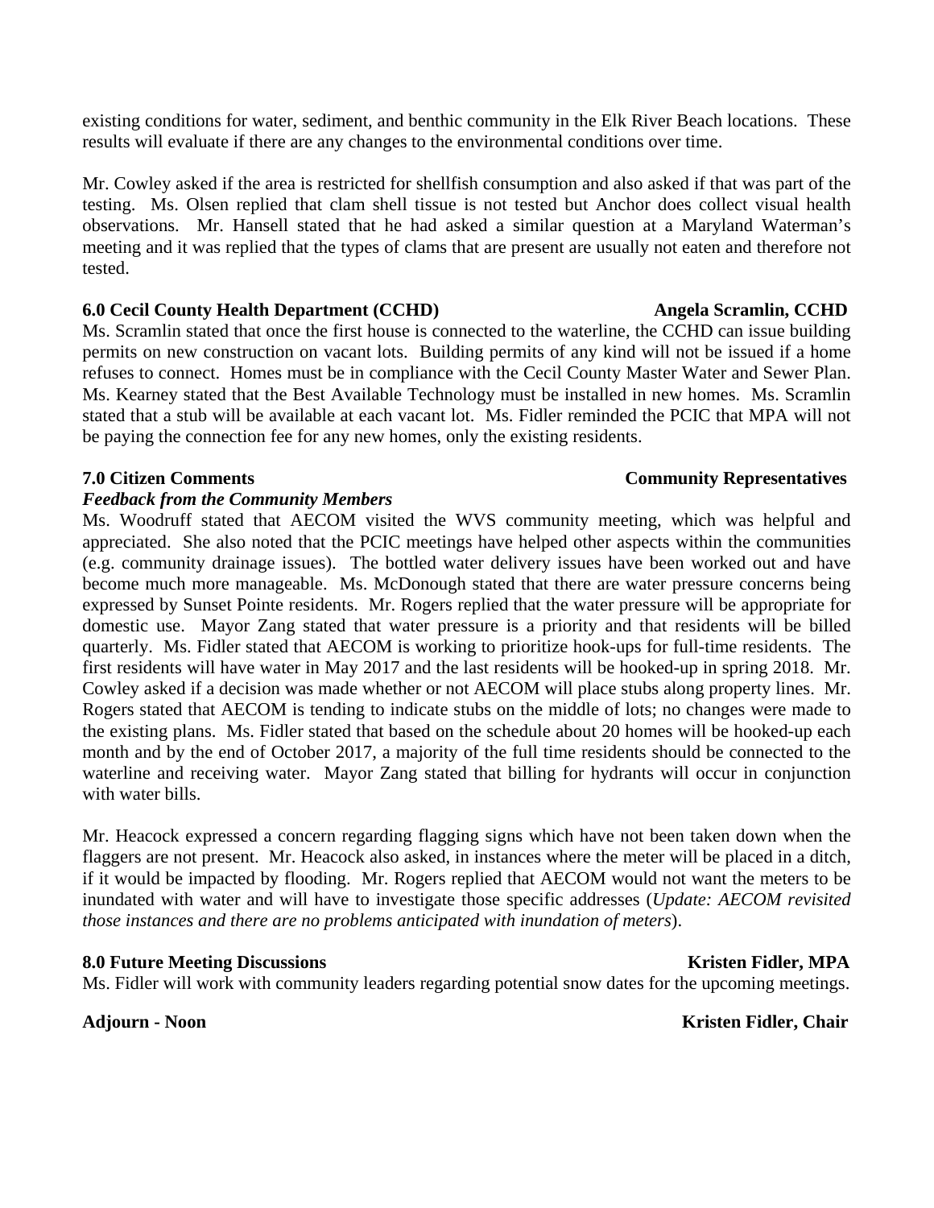existing conditions for water, sediment, and benthic community in the Elk River Beach locations. These results will evaluate if there are any changes to the environmental conditions over time.

Mr. Cowley asked if the area is restricted for shellfish consumption and also asked if that was part of the testing. Ms. Olsen replied that clam shell tissue is not tested but Anchor does collect visual health observations. Mr. Hansell stated that he had asked a similar question at a Maryland Waterman's meeting and it was replied that the types of clams that are present are usually not eaten and therefore not tested.

**6.0 Cecil County Health Department (CCHD) Angela Scramlin, CCHD**

Ms. Scramlin stated that once the first house is connected to the waterline, the CCHD can issue building permits on new construction on vacant lots. Building permits of any kind will not be issued if a home refuses to connect. Homes must be in compliance with the Cecil County Master Water and Sewer Plan. Ms. Kearney stated that the Best Available Technology must be installed in new homes. Ms. Scramlin stated that a stub will be available at each vacant lot. Ms. Fidler reminded the PCIC that MPA will not be paying the connection fee for any new homes, only the existing residents.

**7.0 Citizen Comments Community Representatives**

***Feedback from the Community Members***

Ms. Woodruff stated that AECOM visited the WVS community meeting, which was helpful and appreciated. She also noted that the PCIC meetings have helped other aspects within the communities (e.g. community drainage issues). The bottled water delivery issues have been worked out and have become much more manageable. Ms. McDonough stated that there are water pressure concerns being expressed by Sunset Pointe residents. Mr. Rogers replied that the water pressure will be appropriate for domestic use. Mayor Zang stated that water pressure is a priority and that residents will be billed quarterly. Ms. Fidler stated that AECOM is working to prioritize hook-ups for full-time residents. The first residents will have water in May 2017 and the last residents will be hooked-up in spring 2018. Mr. Cowley asked if a decision was made whether or not AECOM will place stubs along property lines. Mr. Rogers stated that AECOM is tending to indicate stubs on the middle of lots; no changes were made to the existing plans. Ms. Fidler stated that based on the schedule about 20 homes will be hooked-up each month and by the end of October 2017, a majority of the full time residents should be connected to the waterline and receiving water. Mayor Zang stated that billing for hydrants will occur in conjunction with water bills.

Mr. Heacock expressed a concern regarding flagging signs which have not been taken down when the flaggers are not present. Mr. Heacock also asked, in instances where the meter will be placed in a ditch, if it would be impacted by flooding. Mr. Rogers replied that AECOM would not want the meters to be inundated with water and will have to investigate those specific addresses (*Update: AECOM revisited those instances and there are no problems anticipated with inundation of meters*).

**8.0 Future Meeting Discussions Kristen Fidler, MPA**

Ms. Fidler will work with community leaders regarding potential snow dates for the upcoming meetings.

**Adjourn - Noon Kristen Fidler, Chair**